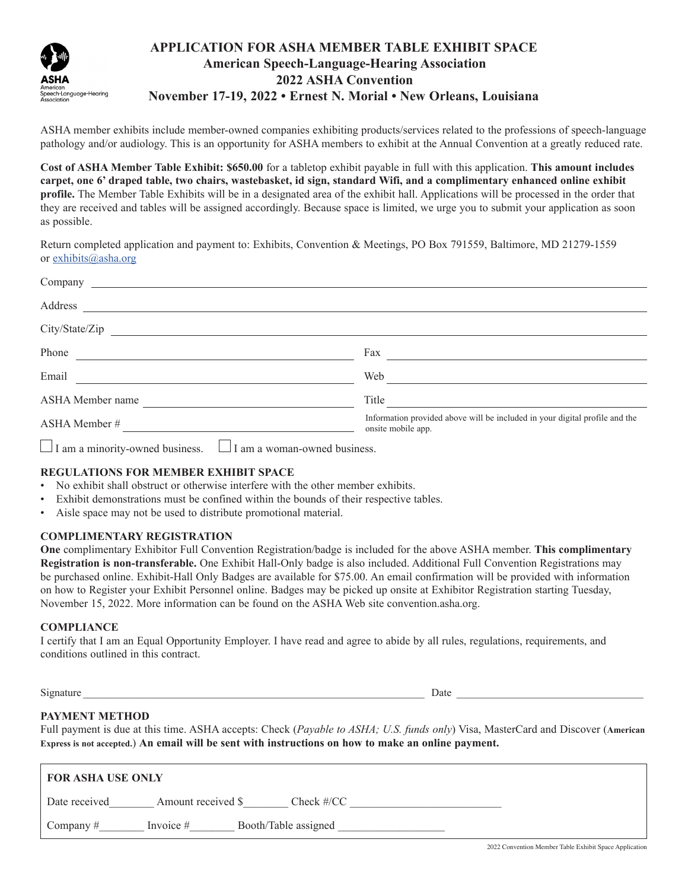# APPLICATION FOR ASHA MEMBER TABLE EXHIBIT SPACE

## American Speech-Language-Hearing Association
## 2022 ASHA Convention
## November 17-19, 2022 • Ernest N. Morial • New Orleans, Louisiana

ASHA member exhibits include member-owned companies exhibiting products/services related to the professions of speech-language pathology and/or audiology. This is an opportunity for ASHA members to exhibit at the Annual Convention at a greatly reduced rate.

**Cost of ASHA Member Table Exhibit: $650.00** for a tabletop exhibit payable in full with this application. **This amount includes carpet, one 6' draped table, two chairs, wastebasket, id sign, standard Wifi, and a complimentary enhanced online exhibit profile.** The Member Table Exhibits will be in a designated area of the exhibit hall. Applications will be processed in the order that they are received and tables will be assigned accordingly. Because space is limited, we urge you to submit your application as soon as possible.

Return completed application and payment to: Exhibits, Convention & Meetings, PO Box 791559, Baltimore, MD 21279-1559 or exhibits@asha.org

Company ______________________________

Address ______________________________

City/State/Zip ______________________________

Phone ______________________ Fax ______________________

Email ______________________ Web ______________________

ASHA Member name ______________________ Title ______________________

ASHA Member # ______________________

Information provided above will be included in your digital profile and the onsite mobile app.

☐ I am a minority-owned business. ☐ I am a woman-owned business.

### REGULATIONS FOR MEMBER EXHIBIT SPACE

- No exhibit shall obstruct or otherwise interfere with the other member exhibits.
- Exhibit demonstrations must be confined within the bounds of their respective tables.
- Aisle space may not be used to distribute promotional material.

### COMPLIMENTARY REGISTRATION

**One** complimentary Exhibitor Full Convention Registration/badge is included for the above ASHA member. **This complimentary Registration is non-transferable.** One Exhibit Hall-Only badge is also included. Additional Full Convention Registrations may be purchased online. Exhibit-Hall Only Badges are available for $75.00. An email confirmation will be provided with information on how to Register your Exhibit Personnel online. Badges may be picked up onsite at Exhibitor Registration starting Tuesday, November 15, 2022. More information can be found on the ASHA Web site convention.asha.org.

### COMPLIANCE

I certify that I am an Equal Opportunity Employer. I have read and agree to abide by all rules, regulations, requirements, and conditions outlined in this contract.

Signature ______________________________ Date ______________________

### PAYMENT METHOD

Full payment is due at this time. ASHA accepts: Check (*Payable to ASHA; U.S. funds only*) Visa, MasterCard and Discover (**American Express is not accepted.**) **An email will be sent with instructions on how to make an online payment.**

**FOR ASHA USE ONLY**

Date received________ Amount received $________ Check #/CC ______________________

Company #________ Invoice #________ Booth/Table assigned ______________________

2022 Convention Member Table Exhibit Space Application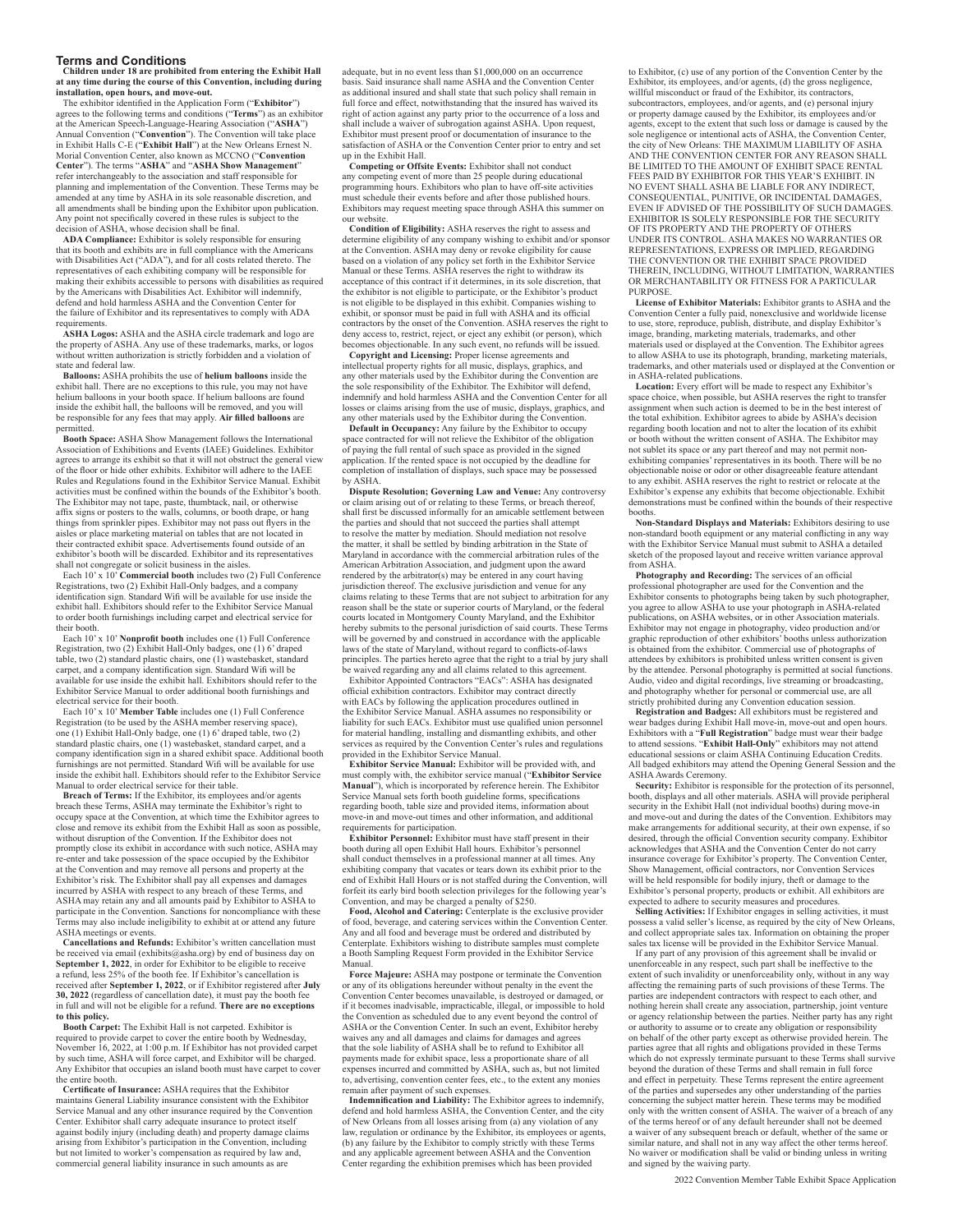# Terms and Conditions

**Children under 18 are prohibited from entering the Exhibit Hall at any time during the course of this Convention, including during installation, open hours, and move-out.**

The exhibitor identified in the Application Form ("**Exhibitor**") agrees to the following terms and conditions ("**Terms**") as an exhibitor at the American Speech-Language-Hearing Association ("**ASHA**") Annual Convention ("**Convention**"). The Convention will take place in Exhibit Halls C-E ("**Exhibit Hall**") at the New Orleans Ernest N. Morial Convention Center, also known as MCCNO ("**Convention Center**"). The terms "**ASHA**" and "**ASHA Show Management**" refer interchangeably to the association and staff responsible for planning and implementation of the Convention. These Terms may be amended at any time by ASHA in its sole reasonable discretion, and all amendments shall be binding upon the Exhibitor upon publication. Any point not specifically covered in these rules is subject to the decision of ASHA, whose decision shall be final.

**ADA Compliance:** Exhibitor is solely responsible for ensuring that its booth and exhibits are in full compliance with the Americans with Disabilities Act ("ADA"), and for all costs related thereto. The representatives of each exhibiting company will be responsible for making their exhibits accessible to persons with disabilities as required by the Americans with Disabilities Act. Exhibitor will indemnify, defend and hold harmless ASHA and the Convention Center for the failure of Exhibitor and its representatives to comply with ADA requirements.

**ASHA Logos:** ASHA and the ASHA circle trademark and logo are the property of ASHA. Any use of these trademarks, marks, or logos without written authorization is strictly forbidden and a violation of state and federal law.

**Balloons:** ASHA prohibits the use of **helium balloons** inside the exhibit hall. There are no exceptions to this rule, you may not have helium balloons in your booth space. If helium balloons are found inside the exhibit hall, the balloons will be removed, and you will be responsible for any fees that may apply. **Air filled balloons** are permitted.

**Booth Space:** ASHA Show Management follows the International Association of Exhibitions and Events (IAEE) Guidelines. Exhibitor agrees to arrange its exhibit so that it will not obstruct the general view of the floor or hide other exhibits. Exhibitor will adhere to the IAEE Rules and Regulations found in the Exhibitor Service Manual. Exhibit activities must be confined within the bounds of the Exhibitor's booth. The Exhibitor may not tape, paste, thumbtack, nail, or otherwise affix signs or posters to the walls, columns, or booth drape, or hang things from sprinkler pipes. Exhibitor may not pass out flyers in the aisles or place marketing material on tables that are not located in their contracted exhibit space. Advertisements found outside of an exhibitor's booth will be discarded. Exhibitor and its representatives shall not congregate or solicit business in the aisles.

Each 10' x 10' **Commercial booth** includes two (2) Full Conference Registrations, two (2) Exhibit Hall-Only badges, and a company identification sign. Standard Wifi will be available for use inside the exhibit hall. Exhibitors should refer to the Exhibitor Service Manual to order booth furnishings including carpet and electrical service for their booth.

Each 10' x 10' **Nonprofit booth** includes one (1) Full Conference Registration, two (2) Exhibit Hall-Only badges, one (1) 6' draped table, two (2) standard plastic chairs, one (1) wastebasket, standard carpet, and a company identification sign. Standard Wifi will be available for use inside the exhibit hall. Exhibitors should refer to the Exhibitor Service Manual to order additional booth furnishings and electrical service for their booth.

Each 10' x 10' **Member Table** includes one (1) Full Conference Registration (to be used by the ASHA member reserving space), one (1) Exhibit Hall-Only badge, one (1) 6' draped table, two (2) standard plastic chairs, one (1) wastebasket, standard carpet, and a company identification sign in a shared exhibit space. Additional booth furnishings are not permitted. Standard Wifi will be available for use inside the exhibit hall. Exhibitors should refer to the Exhibitor Service Manual to order electrical service for their table.

**Breach of Terms:** If the Exhibitor, its employees and/or agents breach these Terms, ASHA may terminate the Exhibitor's right to occupy space at the Convention, at which time the Exhibitor agrees to close and remove its exhibit from the Exhibit Hall as soon as possible, without disruption of the Convention. If the Exhibitor does not promptly close its exhibit in accordance with such notice, ASHA may re-enter and take possession of the space occupied by the Exhibitor at the Convention and may remove all persons and property at the Exhibitor's risk. The Exhibitor shall pay all expenses and damages incurred by ASHA with respect to any breach of these Terms, and ASHA may retain any and all amounts paid by Exhibitor to ASHA to participate in the Convention. Sanctions for noncompliance with these Terms may also include ineligibility to exhibit at or attend any future ASHA meetings or events.

**Cancellations and Refunds:** Exhibitor's written cancellation must be received via email (exhibits@asha.org) by end of business day on **September 1, 2022**, in order for Exhibitor to be eligible to receive a refund, less 25% of the booth fee. If Exhibitor's cancellation is received after **September 1, 2022**, or if Exhibitor registered after **July 30, 2022** (regardless of cancellation date), it must pay the booth fee in full and will not be eligible for a refund. **There are no exceptions to this policy.**

**Booth Carpet:** The Exhibit Hall is not carpeted. Exhibitor is required to provide carpet to cover the entire booth by Wednesday, November 16, 2022, at 1:00 p.m. If Exhibitor has not provided carpet by such time, ASHA will force carpet, and Exhibitor will be charged. Any Exhibitor that occupies an island booth must have carpet to cover the entire booth.

**Certificate of Insurance:** ASHA requires that the Exhibitor maintains General Liability insurance consistent with the Exhibitor Service Manual and any other insurance required by the Convention Center. Exhibitor shall carry adequate insurance to protect itself against bodily injury (including death) and property damage claims arising from Exhibitor's participation in the Convention, including but not limited to worker's compensation as required by law and, commercial general liability insurance in such amounts as are adequate, but in no event less than $1,000,000 on an occurrence basis. Said insurance shall name ASHA and the Convention Center as additional insured and shall state that such policy shall remain in full force and effect, notwithstanding that the insured has waived its right of action against any party prior to the occurrence of a loss and shall include a waiver of subrogation against ASHA. Upon request, Exhibitor must present proof or documentation of insurance to the satisfaction of ASHA or the Convention Center prior to entry and set up in the Exhibit Hall.

**Competing or Offsite Events:** Exhibitor shall not conduct any competing event of more than 25 people during educational programming hours. Exhibitors who plan to have off-site activities must schedule their events before and after those published hours. Exhibitors may request meeting space through ASHA this summer on our website.

**Condition of Eligibility:** ASHA reserves the right to assess and determine eligibility of any company wishing to exhibit and/or sponsor at the Convention. ASHA may deny or revoke eligibility for cause based on a violation of any policy set forth in the Exhibitor Service Manual or these Terms. ASHA reserves the right to withdraw its acceptance of this contract if it determines, in its sole discretion, that the exhibitor is not eligible to participate, or the Exhibitor's product is not eligible to be displayed in this exhibit. Companies wishing to exhibit, or sponsor must be paid in full with ASHA and its official contractors by the onset of the Convention. ASHA reserves the right to deny access to, restrict, reject, or eject any exhibit (or person), which becomes objectionable. In any such event, no refunds will be issued.

**Copyright and Licensing:** Proper license agreements and intellectual property rights for all music, displays, graphics, and any other materials used by the Exhibitor during the Convention are the sole responsibility of the Exhibitor. The Exhibitor will defend, indemnify and hold harmless ASHA and the Convention Center for all losses or claims arising from the use of music, displays, graphics, and any other materials used by the Exhibitor during the Convention.

**Default in Occupancy:** Any failure by the Exhibitor to occupy space contracted for will not relieve the Exhibitor of the obligation of paying the full rental of such space as provided in the signed application. If the rented space is not occupied by the deadline for completion of installation of displays, such space may be possessed by ASHA.

**Dispute Resolution; Governing Law and Venue:** Any controversy or claim arising out of or relating to these Terms, or breach thereof, shall first be discussed informally for an amicable settlement between the parties and should that not succeed the parties shall attempt to resolve the matter by mediation. Should mediation not resolve the matter, it shall be settled by binding arbitration in the State of Maryland in accordance with the commercial arbitration rules of the American Arbitration Association, and judgment upon the award rendered by the arbitrator(s) may be entered in any court having jurisdiction thereof. The exclusive jurisdiction and venue for any claims relating to these Terms that are not subject to arbitration for any reason shall be the state or superior courts of Maryland, or the federal courts located in Montgomery County Maryland, and the Exhibitor hereby submits to the personal jurisdiction of said courts. These Terms will be governed by and construed in accordance with the applicable laws of the state of Maryland, without regard to conflicts-of-laws principles. The parties hereto agree that the right to a trial by jury shall be waived regarding any and all claims related to this agreement.

Exhibitor Appointed Contractors "EACs": ASHA has designated official exhibition contractors. Exhibitor may contract directly with EACs by following the application procedures outlined in the Exhibitor Service Manual. ASHA assumes no responsibility or liability for such EACs. Exhibitor must use qualified union personnel for material handling, installing and dismantling exhibits, and other services as required by the Convention Center's rules and regulations provided in the Exhibitor Service Manual.

**Exhibitor Service Manual:** Exhibitor will be provided with, and must comply with, the exhibitor service manual ("**Exhibitor Service Manual**"), which is incorporated by reference herein. The Exhibitor Service Manual sets forth booth guideline forms, specifications regarding booth, table size and provided items, information about move-in and move-out times and other information, and additional requirements for participation.

**Exhibitor Personnel:** Exhibitor must have staff present in their booth during all open Exhibit Hall hours. Exhibitor's personnel shall conduct themselves in a professional manner at all times. Any exhibiting company that vacates or tears down its exhibit prior to the end of Exhibit Hall Hours or is not staffed during the Convention, will forfeit its early bird booth selection privileges for the following year's Convention, and may be charged a penalty of $250.

**Food, Alcohol and Catering:** Centerplate is the exclusive provider of food, beverage, and catering services within the Convention Center. Any and all food and beverage must be ordered and distributed by Centerplate. Exhibitors wishing to distribute samples must complete a Booth Sampling Request Form provided in the Exhibitor Service Manual.

**Force Majeure:** ASHA may postpone or terminate the Convention or any of its obligations hereunder without penalty in the event the Convention Center becomes unavailable, is destroyed or damaged, or if it becomes inadvisable, impracticable, illegal, or impossible to hold the Convention as scheduled due to any event beyond the control of ASHA or the Convention Center. In such an event, Exhibitor hereby waives any and all damages and claims for damages and agrees that the sole liability of ASHA shall be to refund to Exhibitor all payments made for exhibit space, less a proportionate share of all expenses incurred and committed by ASHA, such as, but not limited to, advertising, convention center fees, etc., to the extent any monies remain after payment of such expenses.

**Indemnification and Liability:** The Exhibitor agrees to indemnify, defend and hold harmless ASHA, the Convention Center, and the city of New Orleans from all losses arising from (a) any violation of any law, regulation or ordinance by the Exhibitor, its employees or agents, (b) any failure by the Exhibitor to comply strictly with these Terms and any applicable agreement between ASHA and the Convention Center regarding the exhibition premises which has been provided to Exhibitor, (c) use of any portion of the Convention Center by the Exhibitor, its employees, and/or agents, (d) the gross negligence, willful misconduct or fraud of the Exhibitor, its contractors, subcontractors, employees, and/or agents, and (e) personal injury or property damage caused by the Exhibitor, its employees and/or agents, except to the extent that such loss or damage is caused by the sole negligence or intentional acts of ASHA, the Convention Center, the city of New Orleans: THE MAXIMUM LIABILITY OF ASHA AND THE CONVENTION CENTER FOR ANY REASON SHALL BE LIMITED TO THE AMOUNT OF EXHIBIT SPACE RENTAL FEES PAID BY EXHIBITOR FOR THIS YEAR'S EXHIBIT. IN NO EVENT SHALL ASHA BE LIABLE FOR ANY INDIRECT, CONSEQUENTIAL, PUNITIVE, OR INCIDENTAL DAMAGES, EVEN IF ADVISED OF THE POSSIBILITY OF SUCH DAMAGES. EXHIBITOR IS SOLELY RESPONSIBLE FOR THE SECURITY OF ITS PROPERTY AND THE PROPERTY OF OTHERS UNDER ITS CONTROL. ASHA MAKES NO WARRANTIES OR REPRESENTATIONS, EXPRESS OR IMPLIED, REGARDING THE CONVENTION OR THE EXHIBIT SPACE PROVIDED THEREIN, INCLUDING, WITHOUT LIMITATION, WARRANTIES OR MERCHANTABILITY OR FITNESS FOR A PARTICULAR PURPOSE.

**License of Exhibitor Materials:** Exhibitor grants to ASHA and the Convention Center a fully paid, nonexclusive and worldwide license to use, store, reproduce, publish, distribute, and display Exhibitor's image, branding, marketing materials, trademarks, and other materials used or displayed at the Convention. The Exhibitor agrees to allow ASHA to use its photograph, branding, marketing materials, trademarks, and other materials used or displayed at the Convention or in ASHA-related publications.

**Location:** Every effort will be made to respect any Exhibitor's space choice, when possible, but ASHA reserves the right to transfer assignment when such action is deemed to be in the best interest of the total exhibition. Exhibitor agrees to abide by ASHA's decision regarding booth location and not to alter the location of its exhibit or booth without the written consent of ASHA. The Exhibitor may not sublet its space or any part thereof and may not permit non-exhibiting companies' representatives in its booth. There will be no objectionable noise or odor or other disagreeable feature attendant to any exhibit. ASHA reserves the right to restrict or relocate at the Exhibitor's expense any exhibits that become objectionable. Exhibit demonstrations must be confined within the bounds of their respective booths.

**Non-Standard Displays and Materials:** Exhibitors desiring to use non-standard booth equipment or any material conflicting in any way with the Exhibitor Service Manual must submit to ASHA a detailed sketch of the proposed layout and receive written variance approval from ASHA.

**Photography and Recording:** The services of an official professional photographer are used for the Convention and the Exhibitor consents to photographs being taken by such photographer, you agree to allow ASHA to use your photograph in ASHA-related publications, on ASHA websites, or in other Association materials. Exhibitor may not engage in photography, video production and/or graphic reproduction of other exhibitors' booths unless authorization is obtained from the exhibitor. Commercial use of photographs of attendees by exhibitors is prohibited unless written consent is given by the attendee. Personal photography is permitted at social functions. Audio, video and digital recordings, live streaming or broadcasting, and photography whether for personal or commercial use, are all strictly prohibited during any Convention education session.

**Registration and Badges:** All exhibitors must be registered and wear badges during Exhibit Hall move-in, move-out and open hours. Exhibitors with a "**Full Registration**" badge must wear their badge to attend sessions. "**Exhibit Hall-Only**" exhibitors may not attend educational sessions or claim ASHA Continuing Education Credits. All badged exhibitors may attend the Opening General Session and the ASHA Awards Ceremony.

**Security:** Exhibitor is responsible for the protection of its personnel, booth, displays and all other materials. ASHA will provide peripheral security in the Exhibit Hall (not individual booths) during move-in and move-out and during the dates of the Convention. Exhibitors may make arrangements for additional security, at their own expense, if so desired, through the official Convention security company. Exhibitor acknowledges that ASHA and the Convention Center do not carry insurance coverage for Exhibitor's property. The Convention Center, Show Management, official contractors, nor Convention Services will be held responsible for bodily injury, theft or damage to the Exhibitor's personal property, products or exhibit. All exhibitors are expected to adhere to security measures and procedures.

**Selling Activities:** If Exhibitor engages in selling activities, it must possess a valid seller's license, as required by the city of New Orleans, and collect appropriate sales tax. Information on obtaining the proper sales tax license will be provided in the Exhibitor Service Manual.

If any part of any provision of this agreement shall be invalid or unenforceable in any respect, such part shall be ineffective to the extent of such invalidity or unenforceability only, without in any way affecting the remaining parts of such provisions of these Terms. The parties are independent contractors with respect to each other, and nothing herein shall create any association, partnership, joint venture or agency relationship between the parties. Neither party has any right or authority to assume or to create any obligation or responsibility on behalf of the other party except as otherwise provided herein. The parties agree that all rights and obligations provided in these Terms which do not expressly terminate pursuant to these Terms shall survive beyond the duration of these Terms and shall remain in full force and effect in perpetuity. These Terms represent the entire agreement of the parties and supersedes any other understanding of the parties concerning the subject matter herein. These terms may be modified only with the written consent of ASHA. The waiver of a breach of any of the terms hereof or of any default hereunder shall not be deemed a waiver of any subsequent breach or default, whether of the same or similar nature, and shall not in any way affect the other terms hereof. No waiver or modification shall be valid or binding unless in writing and signed by the waiving party.